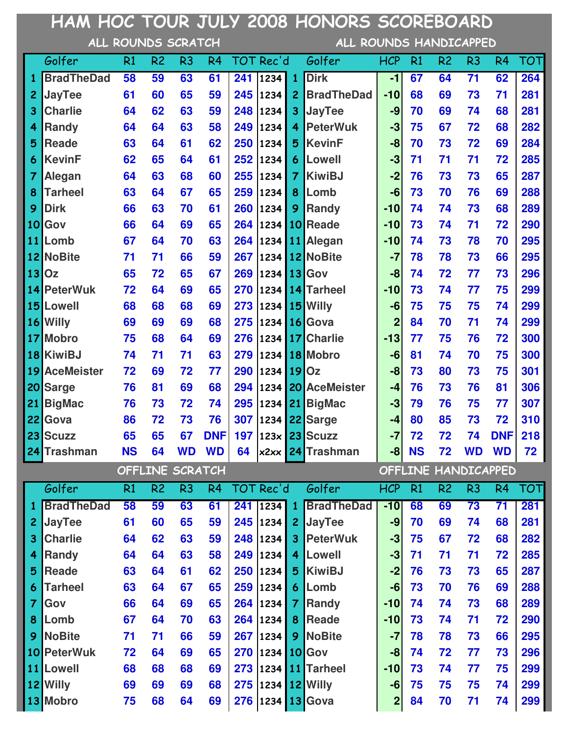# HAM HOC TOUR JULY 2008 HONORS SCOREBOARD

## ALL ROUNDS SCRATCH

| | Golfer | R1 | R2 | R3 | R4 | TOT | Rec'd |
|---|---|---|---|---|---|---|---|
| 1 | BradTheDad | 58 | 59 | 63 | 61 | 241 | 1234 |
| 2 | JayTee | 61 | 60 | 65 | 59 | 245 | 1234 |
| 3 | Charlie | 64 | 62 | 63 | 59 | 248 | 1234 |
| 4 | Randy | 64 | 64 | 63 | 58 | 249 | 1234 |
| 5 | Reade | 63 | 64 | 61 | 62 | 250 | 1234 |
| 6 | KevinF | 62 | 65 | 64 | 61 | 252 | 1234 |
| 7 | Alegan | 64 | 63 | 68 | 60 | 255 | 1234 |
| 8 | Tarheel | 63 | 64 | 67 | 65 | 259 | 1234 |
| 9 | Dirk | 66 | 63 | 70 | 61 | 260 | 1234 |
| 10 | Gov | 66 | 64 | 69 | 65 | 264 | 1234 |
| 11 | Lomb | 67 | 64 | 70 | 63 | 264 | 1234 |
| 12 | NoBite | 71 | 71 | 66 | 59 | 267 | 1234 |
| 13 | Oz | 65 | 72 | 65 | 67 | 269 | 1234 |
| 14 | PeterWuk | 72 | 64 | 69 | 65 | 270 | 1234 |
| 15 | Lowell | 68 | 68 | 68 | 69 | 273 | 1234 |
| 16 | Willy | 69 | 69 | 69 | 68 | 275 | 1234 |
| 17 | Mobro | 75 | 68 | 64 | 69 | 276 | 1234 |
| 18 | KiwiBJ | 74 | 71 | 71 | 63 | 279 | 1234 |
| 19 | AceMeister | 72 | 69 | 72 | 77 | 290 | 1234 |
| 20 | Sarge | 76 | 81 | 69 | 68 | 294 | 1234 |
| 21 | BigMac | 76 | 73 | 72 | 74 | 295 | 1234 |
| 22 | Gova | 86 | 72 | 73 | 76 | 307 | 1234 |
| 23 | Scuzz | 65 | 65 | 67 | DNF | 197 | 123x |
| 24 | Trashman | NS | 64 | WD | WD | 64 | x2xx |

## ALL ROUNDS HANDICAPPED

| | Golfer | HCP | R1 | R2 | R3 | R4 | TOT |
|---|---|---|---|---|---|---|---|
| 1 | Dirk | -1 | 67 | 64 | 71 | 62 | 264 |
| 2 | BradTheDad | -10 | 68 | 69 | 73 | 71 | 281 |
| 3 | JayTee | -9 | 70 | 69 | 74 | 68 | 281 |
| 4 | PeterWuk | -3 | 75 | 67 | 72 | 68 | 282 |
| 5 | KevinF | -8 | 70 | 73 | 72 | 69 | 284 |
| 6 | Lowell | -3 | 71 | 71 | 71 | 72 | 285 |
| 7 | KiwiBJ | -2 | 76 | 73 | 73 | 65 | 287 |
| 8 | Lomb | -6 | 73 | 70 | 76 | 69 | 288 |
| 9 | Randy | -10 | 74 | 74 | 73 | 68 | 289 |
| 10 | Reade | -10 | 73 | 74 | 71 | 72 | 290 |
| 11 | Alegan | -10 | 74 | 73 | 78 | 70 | 295 |
| 12 | NoBite | -7 | 78 | 78 | 73 | 66 | 295 |
| 13 | Gov | -8 | 74 | 72 | 77 | 73 | 296 |
| 14 | Tarheel | -10 | 73 | 74 | 77 | 75 | 299 |
| 15 | Willy | -6 | 75 | 75 | 75 | 74 | 299 |
| 16 | Gova | 2 | 84 | 70 | 71 | 74 | 299 |
| 17 | Charlie | -13 | 77 | 75 | 76 | 72 | 300 |
| 18 | Mobro | -6 | 81 | 74 | 70 | 75 | 300 |
| 19 | Oz | -8 | 73 | 80 | 73 | 75 | 301 |
| 20 | AceMeister | -4 | 76 | 73 | 76 | 81 | 306 |
| 21 | BigMac | -3 | 79 | 76 | 75 | 77 | 307 |
| 22 | Sarge | -4 | 80 | 85 | 73 | 72 | 310 |
| 23 | Scuzz | -7 | 72 | 72 | 74 | DNF | 218 |
| 24 | Trashman | -8 | NS | 72 | WD | WD | 72 |

## OFFLINE SCRATCH

| | Golfer | R1 | R2 | R3 | R4 | TOT | Rec'd |
|---|---|---|---|---|---|---|---|
| 1 | BradTheDad | 58 | 59 | 63 | 61 | 241 | 1234 |
| 2 | JayTee | 61 | 60 | 65 | 59 | 245 | 1234 |
| 3 | Charlie | 64 | 62 | 63 | 59 | 248 | 1234 |
| 4 | Randy | 64 | 64 | 63 | 58 | 249 | 1234 |
| 5 | Reade | 63 | 64 | 61 | 62 | 250 | 1234 |
| 6 | Tarheel | 63 | 64 | 67 | 65 | 259 | 1234 |
| 7 | Gov | 66 | 64 | 69 | 65 | 264 | 1234 |
| 8 | Lomb | 67 | 64 | 70 | 63 | 264 | 1234 |
| 9 | NoBite | 71 | 71 | 66 | 59 | 267 | 1234 |
| 10 | PeterWuk | 72 | 64 | 69 | 65 | 270 | 1234 |
| 11 | Lowell | 68 | 68 | 68 | 69 | 273 | 1234 |
| 12 | Willy | 69 | 69 | 69 | 68 | 275 | 1234 |
| 13 | Mobro | 75 | 68 | 64 | 69 | 276 | 1234 |

## OFFLINE HANDICAPPED

| | Golfer | HCP | R1 | R2 | R3 | R4 | TOT |
|---|---|---|---|---|---|---|---|
| 1 | BradTheDad | -10 | 68 | 69 | 73 | 71 | 281 |
| 2 | JayTee | -9 | 70 | 69 | 74 | 68 | 281 |
| 3 | PeterWuk | -3 | 75 | 67 | 72 | 68 | 282 |
| 4 | Lowell | -3 | 71 | 71 | 71 | 72 | 285 |
| 5 | KiwiBJ | -2 | 76 | 73 | 73 | 65 | 287 |
| 6 | Lomb | -6 | 73 | 70 | 76 | 69 | 288 |
| 7 | Randy | -10 | 74 | 74 | 73 | 68 | 289 |
| 8 | Reade | -10 | 73 | 74 | 71 | 72 | 290 |
| 9 | NoBite | -7 | 78 | 78 | 73 | 66 | 295 |
| 10 | Gov | -8 | 74 | 72 | 77 | 73 | 296 |
| 11 | Tarheel | -10 | 73 | 74 | 77 | 75 | 299 |
| 12 | Willy | -6 | 75 | 75 | 75 | 74 | 299 |
| 13 | Gova | 2 | 84 | 70 | 71 | 74 | 299 |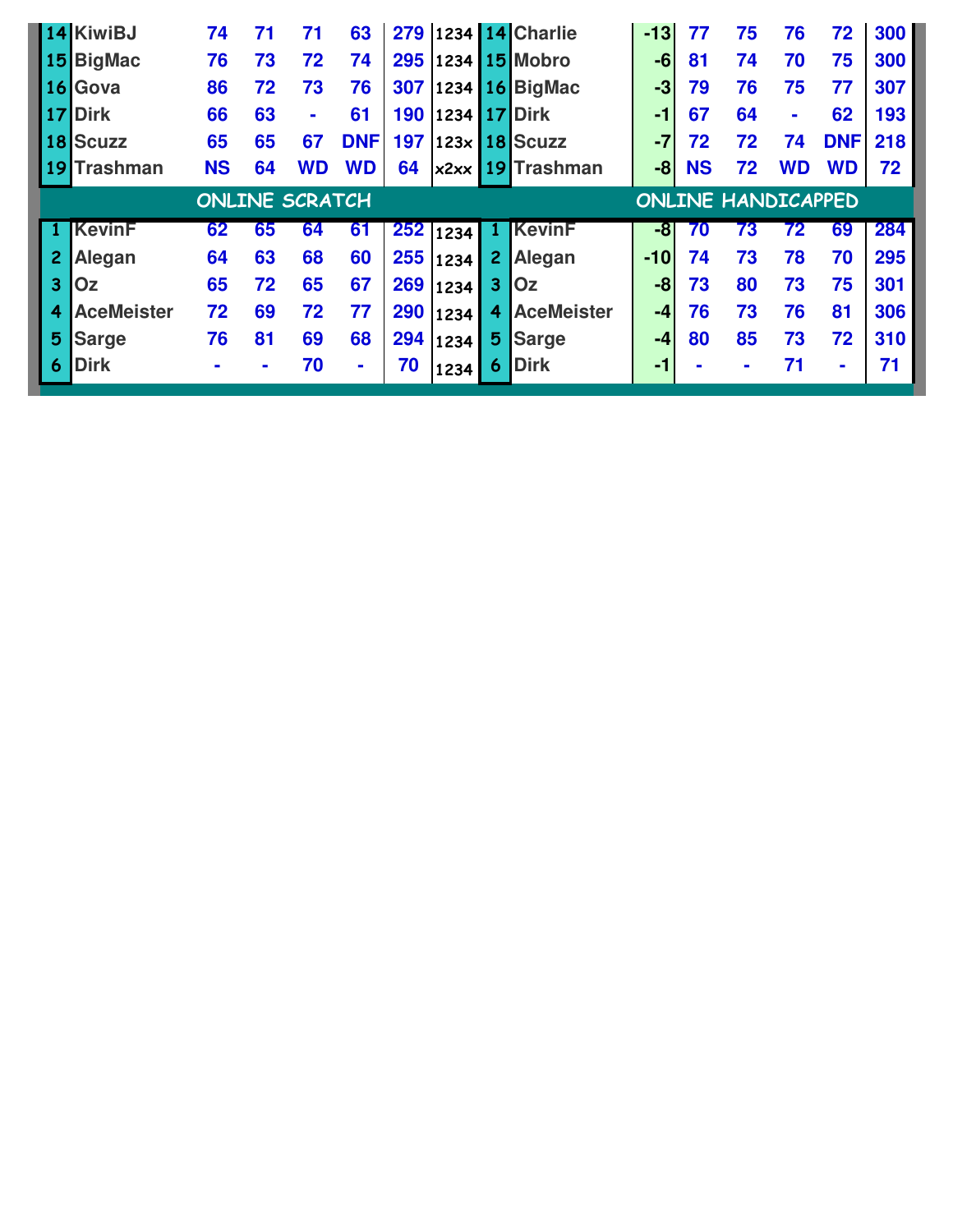| | | | | | | | | | | | | | | | |
|---|---|---|---|---|---|---|---|---|---|---|---|---|---|---|---|
| 14 | KiwiBJ | 74 | 71 | 71 | 63 | 279 | 1234 | 14 | Charlie | -13 | 77 | 75 | 76 | 72 | 300 |
| 15 | BigMac | 76 | 73 | 72 | 74 | 295 | 1234 | 15 | Mobro | -6 | 81 | 74 | 70 | 75 | 300 |
| 16 | Gova | 86 | 72 | 73 | 76 | 307 | 1234 | 16 | BigMac | -3 | 79 | 76 | 75 | 77 | 307 |
| 17 | Dirk | 66 | 63 | - | 61 | 190 | 1234 | 17 | Dirk | -1 | 67 | 64 | - | 62 | 193 |
| 18 | Scuzz | 65 | 65 | 67 | DNF | 197 | 123x | 18 | Scuzz | -7 | 72 | 72 | 74 | DNF | 218 |
| 19 | Trashman | NS | 64 | WD | WD | 64 | x2xx | 19 | Trashman | -8 | NS | 72 | WD | WD | 72 |

| ONLINE SCRATCH | | | | | | | | ONLINE HANDICAPPED | | | | | | | |
|---|---|---|---|---|---|---|---|---|---|---|---|---|---|---|---|
| 1 | KevinF | 62 | 65 | 64 | 61 | 252 | 1234 | 1 | KevinF | -8 | 70 | 73 | 72 | 69 | 284 |
| 2 | Alegan | 64 | 63 | 68 | 60 | 255 | 1234 | 2 | Alegan | -10 | 74 | 73 | 78 | 70 | 295 |
| 3 | Oz | 65 | 72 | 65 | 67 | 269 | 1234 | 3 | Oz | -8 | 73 | 80 | 73 | 75 | 301 |
| 4 | AceMeister | 72 | 69 | 72 | 77 | 290 | 1234 | 4 | AceMeister | -4 | 76 | 73 | 76 | 81 | 306 |
| 5 | Sarge | 76 | 81 | 69 | 68 | 294 | 1234 | 5 | Sarge | -4 | 80 | 85 | 73 | 72 | 310 |
| 6 | Dirk | - | - | 70 | - | 70 | 1234 | 6 | Dirk | -1 | - | - | 71 | - | 71 |